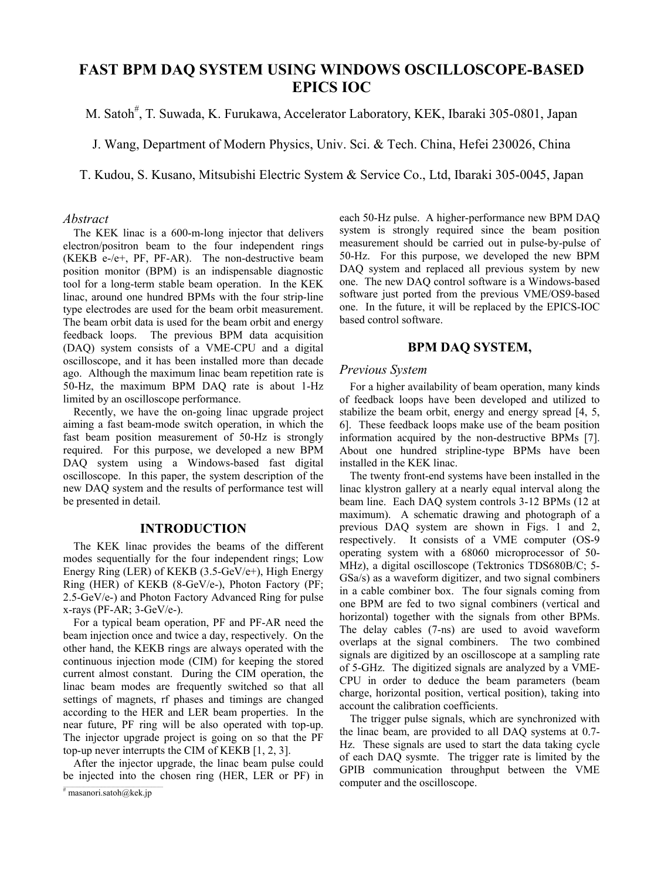# FAST BPM DAQ SYSTEM USING WINDOWS OSCILLOSCOPE-BASED EPICS IOC

M. Satoh#, T. Suwada, K. Furukawa, Accelerator Laboratory, KEK, Ibaraki 305-0801, Japan

J. Wang, Department of Modern Physics, Univ. Sci. & Tech. China, Hefei 230026, China

T. Kudou, S. Kusano, Mitsubishi Electric System & Service Co., Ltd, Ibaraki 305-0045, Japan

## *Abstract*

The KEK linac is a 600-m-long injector that delivers electron/positron beam to the four independent rings (KEKB e-/e+, PF, PF-AR). The non-destructive beam position monitor (BPM) is an indispensable diagnostic tool for a long-term stable beam operation. In the KEK linac, around one hundred BPMs with the four strip-line type electrodes are used for the beam orbit measurement. The beam orbit data is used for the beam orbit and energy feedback loops. The previous BPM data acquisition (DAQ) system consists of a VME-CPU and a digital oscilloscope, and it has been installed more than decade ago. Although the maximum linac beam repetition rate is 50-Hz, the maximum BPM DAQ rate is about 1-Hz limited by an oscilloscope performance.

Recently, we have the on-going linac upgrade project aiming a fast beam-mode switch operation, in which the fast beam position measurement of 50-Hz is strongly required. For this purpose, we developed a new BPM DAQ system using a Windows-based fast digital oscilloscope. In this paper, the system description of the new DAQ system and the results of performance test will be presented in detail.

## INTRODUCTION

The KEK linac provides the beams of the different modes sequentially for the four independent rings; Low Energy Ring (LER) of KEKB (3.5-GeV/e+), High Energy Ring (HER) of KEKB (8-GeV/e-), Photon Factory (PF; 2.5-GeV/e-) and Photon Factory Advanced Ring for pulse x-rays (PF-AR; 3-GeV/e-).

For a typical beam operation, PF and PF-AR need the beam injection once and twice a day, respectively. On the other hand, the KEKB rings are always operated with the continuous injection mode (CIM) for keeping the stored current almost constant. During the CIM operation, the linac beam modes are frequently switched so that all settings of magnets, rf phases and timings are changed according to the HER and LER beam properties. In the near future, PF ring will be also operated with top-up. The injector upgrade project is going on so that the PF top-up never interrupts the CIM of KEKB [1, 2, 3].

After the injector upgrade, the linac beam pulse could be injected into the chosen ring (HER, LER or PF) in each 50-Hz pulse. A higher-performance new BPM DAQ system is strongly required since the beam position measurement should be carried out in pulse-by-pulse of 50-Hz. For this purpose, we developed the new BPM DAQ system and replaced all previous system by new one. The new DAQ control software is a Windows-based software just ported from the previous VME/OS9-based one. In the future, it will be replaced by the EPICS-IOC based control software.

## BPM DAQ SYSTEM,

### *Previous System*

For a higher availability of beam operation, many kinds of feedback loops have been developed and utilized to stabilize the beam orbit, energy and energy spread [4, 5, 6]. These feedback loops make use of the beam position information acquired by the non-destructive BPMs [7]. About one hundred stripline-type BPMs have been installed in the KEK linac.

The twenty front-end systems have been installed in the linac klystron gallery at a nearly equal interval along the beam line. Each DAQ system controls 3-12 BPMs (12 at maximum). A schematic drawing and photograph of a previous DAQ system are shown in Figs. 1 and 2, respectively. It consists of a VME computer (OS-9 operating system with a 68060 microprocessor of 50-MHz), a digital oscilloscope (Tektronics TDS680B/C; 5-GSa/s) as a waveform digitizer, and two signal combiners in a cable combiner box. The four signals coming from one BPM are fed to two signal combiners (vertical and horizontal) together with the signals from other BPMs. The delay cables (7-ns) are used to avoid waveform overlaps at the signal combiners. The two combined signals are digitized by an oscilloscope at a sampling rate of 5-GHz. The digitized signals are analyzed by a VME-CPU in order to deduce the beam parameters (beam charge, horizontal position, vertical position), taking into account the calibration coefficients.

The trigger pulse signals, which are synchronized with the linac beam, are provided to all DAQ systems at 0.7-Hz. These signals are used to start the data taking cycle of each DAQ sysmte. The trigger rate is limited by the GPIB communication throughput between the VME computer and the oscilloscope.

# masanori.satoh@kek.jp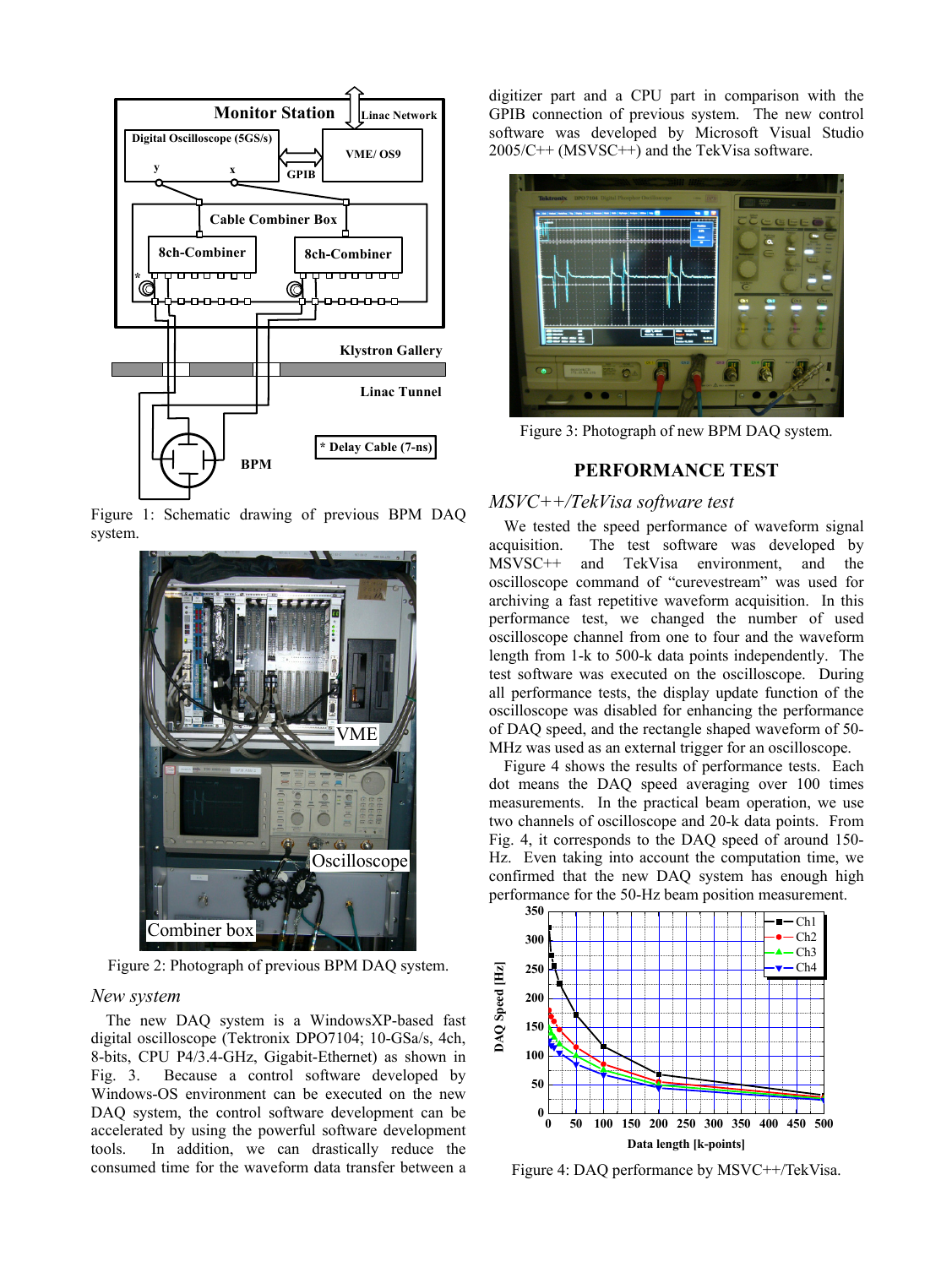Figure 1: Schematic drawing of previous BPM DAQ system.

Figure 2: Photograph of previous BPM DAQ system.

### New system

The new DAQ system is a WindowsXP-based fast digital oscilloscope (Tektronix DPO7104; 10-GSa/s, 4ch, 8-bits, CPU P4/3.4-GHz, Gigabit-Ethernet) as shown in Fig. 3. Because a control software developed by Windows-OS environment can be executed on the new DAQ system, the control software development can be accelerated by using the powerful software development tools. In addition, we can drastically reduce the consumed time for the waveform data transfer between a digitizer part and a CPU part in comparison with the GPIB connection of previous system. The new control software was developed by Microsoft Visual Studio 2005/C++ (MSVSC++) and the TekVisa software.

Figure 3: Photograph of new BPM DAQ system.

## PERFORMANCE TEST

### MSVC++/TekVisa software test

We tested the speed performance of waveform signal acquisition. The test software was developed by MSVSC++ and TekVisa environment, and the oscilloscope command of "curevestream" was used for archiving a fast repetitive waveform acquisition. In this performance test, we changed the number of used oscilloscope channel from one to four and the waveform length from 1-k to 500-k data points independently. The test software was executed on the oscilloscope. During all performance tests, the display update function of the oscilloscope was disabled for enhancing the performance of DAQ speed, and the rectangle shaped waveform of 50-MHz was used as an external trigger for an oscilloscope.

Figure 4 shows the results of performance tests. Each dot means the DAQ speed averaging over 100 times measurements. In the practical beam operation, we use two channels of oscilloscope and 20-k data points. From Fig. 4, it corresponds to the DAQ speed of around 150-Hz. Even taking into account the computation time, we confirmed that the new DAQ system has enough high performance for the 50-Hz beam position measurement.

Figure 4: DAQ performance by MSVC++/TekVisa.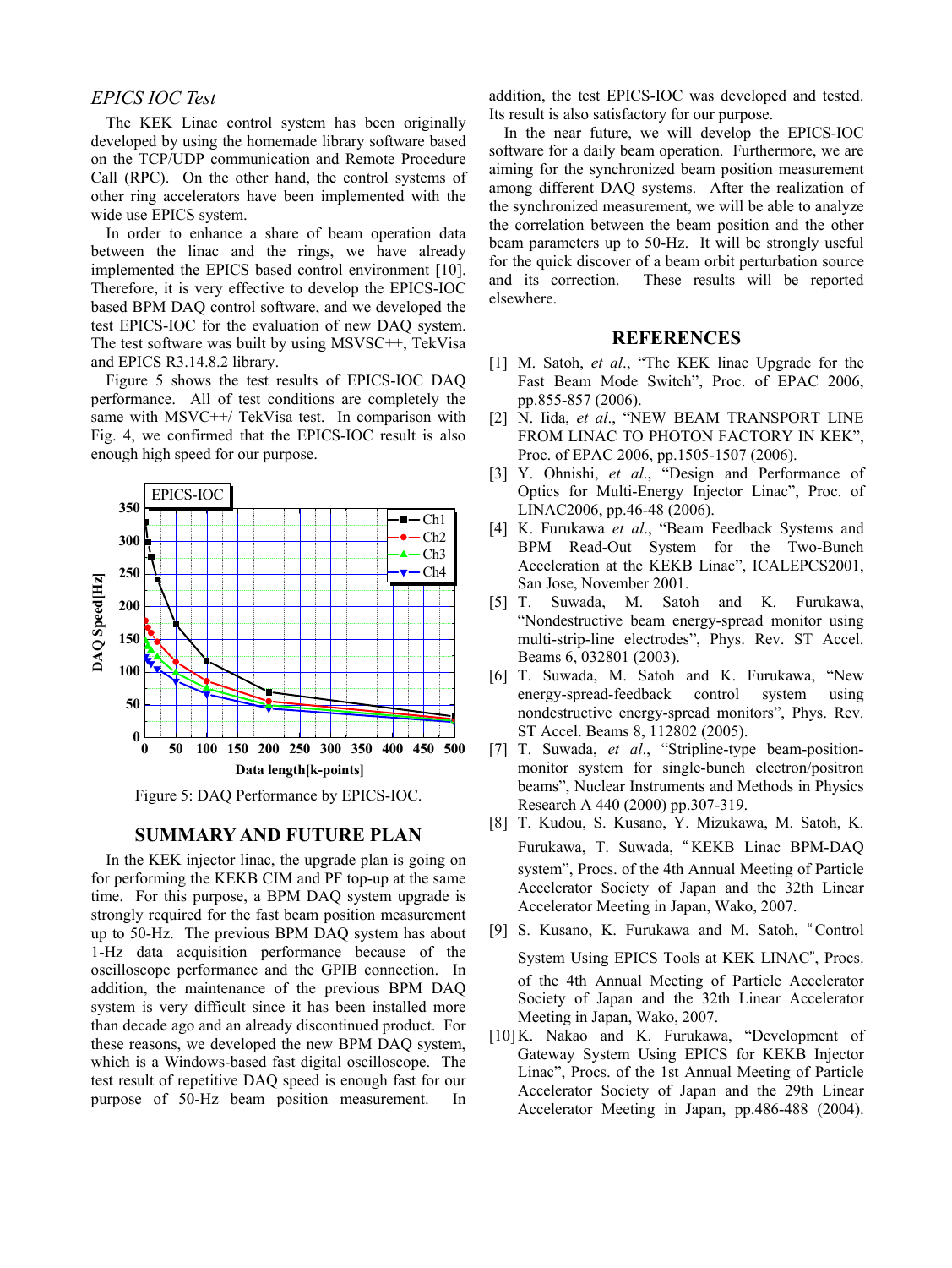### *EPICS IOC Test*

The KEK Linac control system has been originally developed by using the homemade library software based on the TCP/UDP communication and Remote Procedure Call (RPC). On the other hand, the control systems of other ring accelerators have been implemented with the wide use EPICS system.

In order to enhance a share of beam operation data between the linac and the rings, we have already implemented the EPICS based control environment [10]. Therefore, it is very effective to develop the EPICS-IOC based BPM DAQ control software, and we developed the test EPICS-IOC for the evaluation of new DAQ system. The test software was built by using MSVSC++, TekVisa and EPICS R3.14.8.2 library.

Figure 5 shows the test results of EPICS-IOC DAQ performance. All of test conditions are completely the same with MSVC++/ TekVisa test. In comparison with Fig. 4, we confirmed that the EPICS-IOC result is also enough high speed for our purpose.

EPICS-IOC

DAQ Speed[Hz]

0
50
100
150
200
250
300
350

Data length[k-points]

0 50 100 150 200 250 300 350 400 450 500

Ch1
Ch2
Ch3
Ch4

Figure 5: DAQ Performance by EPICS-IOC.

## SUMMARY AND FUTURE PLAN

In the KEK injector linac, the upgrade plan is going on for performing the KEKB CIM and PF top-up at the same time. For this purpose, a BPM DAQ system upgrade is strongly required for the fast beam position measurement up to 50-Hz. The previous BPM DAQ system has about 1-Hz data acquisition performance because of the oscilloscope performance and the GPIB connection. In addition, the maintenance of the previous BPM DAQ system is very difficult since it has been installed more than decade ago and an already discontinued product. For these reasons, we developed the new BPM DAQ system, which is a Windows-based fast digital oscilloscope. The test result of repetitive DAQ speed is enough fast for our purpose of 50-Hz beam position measurement. In addition, the test EPICS-IOC was developed and tested. Its result is also satisfactory for our purpose.

In the near future, we will develop the EPICS-IOC software for a daily beam operation. Furthermore, we are aiming for the synchronized beam position measurement among different DAQ systems. After the realization of the synchronized measurement, we will be able to analyze the correlation between the beam position and the other beam parameters up to 50-Hz. It will be strongly useful for the quick discover of a beam orbit perturbation source and its correction. These results will be reported elsewhere.

## REFERENCES

[1] M. Satoh, *et al*., "The KEK linac Upgrade for the Fast Beam Mode Switch", Proc. of EPAC 2006, pp.855-857 (2006).

[2] N. Iida, *et al*., "NEW BEAM TRANSPORT LINE FROM LINAC TO PHOTON FACTORY IN KEK", Proc. of EPAC 2006, pp.1505-1507 (2006).

[3] Y. Ohnishi, *et al*., "Design and Performance of Optics for Multi-Energy Injector Linac", Proc. of LINAC2006, pp.46-48 (2006).

[4] K. Furukawa *et al*., "Beam Feedback Systems and BPM Read-Out System for the Two-Bunch Acceleration at the KEKB Linac", ICALEPCS2001, San Jose, November 2001.

[5] T. Suwada, M. Satoh and K. Furukawa, "Nondestructive beam energy-spread monitor using multi-strip-line electrodes", Phys. Rev. ST Accel. Beams 6, 032801 (2003).

[6] T. Suwada, M. Satoh and K. Furukawa, "New energy-spread-feedback control system using nondestructive energy-spread monitors", Phys. Rev. ST Accel. Beams 8, 112802 (2005).

[7] T. Suwada, *et al*., "Stripline-type beam-position-monitor system for single-bunch electron/positron beams", Nuclear Instruments and Methods in Physics Research A 440 (2000) pp.307-319.

[8] T. Kudou, S. Kusano, Y. Mizukawa, M. Satoh, K. Furukawa, T. Suwada, "KEKB Linac BPM-DAQ system", Procs. of the 4th Annual Meeting of Particle Accelerator Society of Japan and the 32th Linear Accelerator Meeting in Japan, Wako, 2007.

[9] S. Kusano, K. Furukawa and M. Satoh, "Control System Using EPICS Tools at KEK LINAC", Procs. of the 4th Annual Meeting of Particle Accelerator Society of Japan and the 32th Linear Accelerator Meeting in Japan, Wako, 2007.

[10] K. Nakao and K. Furukawa, "Development of Gateway System Using EPICS for KEKB Injector Linac", Procs. of the 1st Annual Meeting of Particle Accelerator Society of Japan and the 29th Linear Accelerator Meeting in Japan, pp.486-488 (2004).